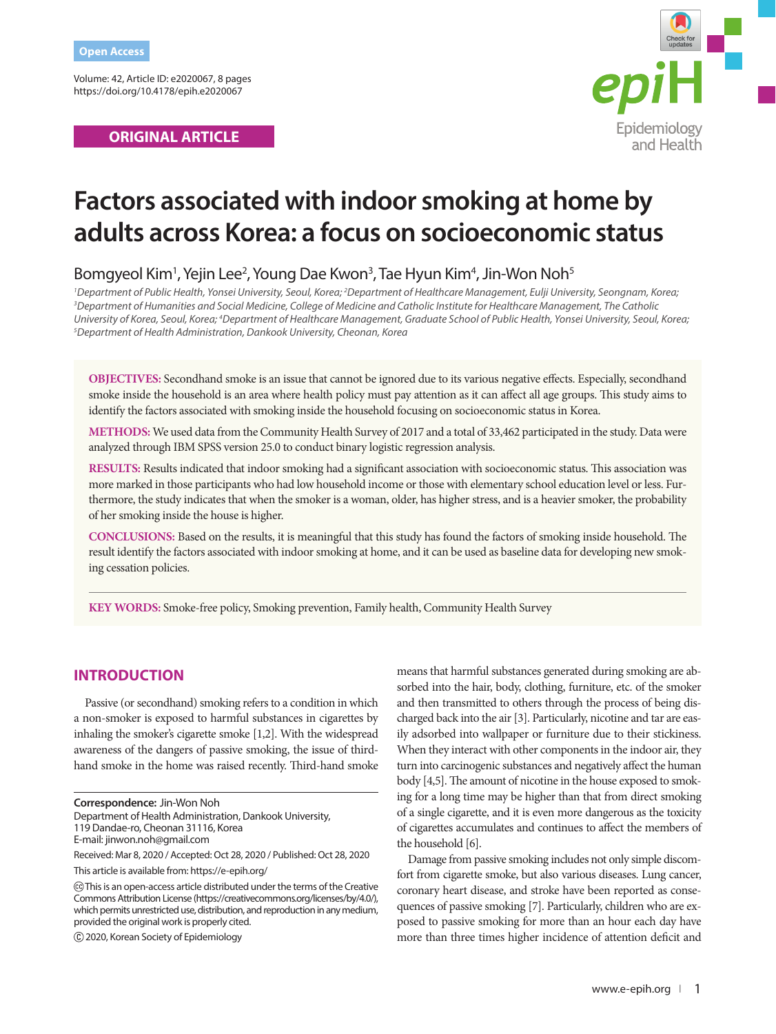Open Access

Volume: 42, Article ID: e2020067, 8 pages
https://doi.org/10.4178/epih.e2020067

**ORIGINAL ARTICLE**

# Factors associated with indoor smoking at home by adults across Korea: a focus on socioeconomic status

Bomgyeol Kim[1], Yejin Lee[2], Young Dae Kwon[3], Tae Hyun Kim[4], Jin-Won Noh[5]

*[1]Department of Public Health, Yonsei University, Seoul, Korea; [2]Department of Healthcare Management, Eulji University, Seongnam, Korea; [3]Department of Humanities and Social Medicine, College of Medicine and Catholic Institute for Healthcare Management, The Catholic University of Korea, Seoul, Korea; [4]Department of Healthcare Management, Graduate School of Public Health, Yonsei University, Seoul, Korea; [5]Department of Health Administration, Dankook University, Cheonan, Korea*

**OBJECTIVES:** Secondhand smoke is an issue that cannot be ignored due to its various negative effects. Especially, secondhand smoke inside the household is an area where health policy must pay attention as it can affect all age groups. This study aims to identify the factors associated with smoking inside the household focusing on socioeconomic status in Korea.

**METHODS:** We used data from the Community Health Survey of 2017 and a total of 33,462 participated in the study. Data were analyzed through IBM SPSS version 25.0 to conduct binary logistic regression analysis.

**RESULTS:** Results indicated that indoor smoking had a significant association with socioeconomic status. This association was more marked in those participants who had low household income or those with elementary school education level or less. Furthermore, the study indicates that when the smoker is a woman, older, has higher stress, and is a heavier smoker, the probability of her smoking inside the house is higher.

**CONCLUSIONS:** Based on the results, it is meaningful that this study has found the factors of smoking inside household. The result identify the factors associated with indoor smoking at home, and it can be used as baseline data for developing new smoking cessation policies.

**KEY WORDS:** Smoke-free policy, Smoking prevention, Family health, Community Health Survey

## INTRODUCTION

Passive (or secondhand) smoking refers to a condition in which a non-smoker is exposed to harmful substances in cigarettes by inhaling the smoker's cigarette smoke [1,2]. With the widespread awareness of the dangers of passive smoking, the issue of third-hand smoke in the home was raised recently. Third-hand smoke means that harmful substances generated during smoking are absorbed into the hair, body, clothing, furniture, etc. of the smoker and then transmitted to others through the process of being discharged back into the air [3]. Particularly, nicotine and tar are easily adsorbed into wallpaper or furniture due to their stickiness. When they interact with other components in the indoor air, they turn into carcinogenic substances and negatively affect the human body [4,5]. The amount of nicotine in the house exposed to smoking for a long time may be higher than that from direct smoking of a single cigarette, and it is even more dangerous as the toxicity of cigarettes accumulates and continues to affect the members of the household [6].

Damage from passive smoking includes not only simple discomfort from cigarette smoke, but also various diseases. Lung cancer, coronary heart disease, and stroke have been reported as consequences of passive smoking [7]. Particularly, children who are exposed to passive smoking for more than an hour each day have more than three times higher incidence of attention deficit and

**Correspondence:** Jin-Won Noh
Department of Health Administration, Dankook University, 119 Dandae-ro, Cheonan 31116, Korea
E-mail: jinwon.noh@gmail.com

Received: Mar 8, 2020 / Accepted: Oct 28, 2020 / Published: Oct 28, 2020

This article is available from: https://e-epih.org/

This is an open-access article distributed under the terms of the Creative Commons Attribution License (https://creativecommons.org/licenses/by/4.0/), which permits unrestricted use, distribution, and reproduction in any medium, provided the original work is properly cited.

© 2020, Korean Society of Epidemiology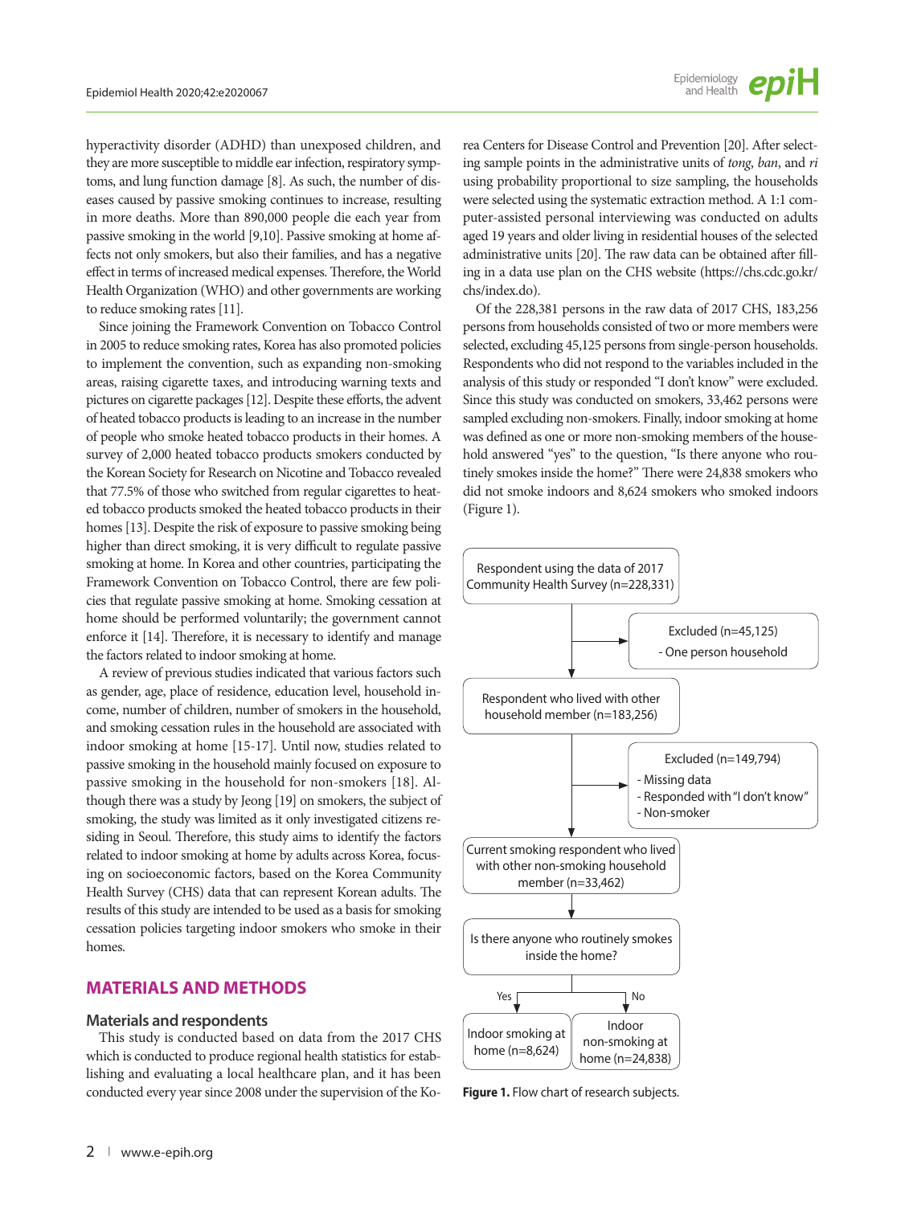hyperactivity disorder (ADHD) than unexposed children, and they are more susceptible to middle ear infection, respiratory symptoms, and lung function damage [8]. As such, the number of diseases caused by passive smoking continues to increase, resulting in more deaths. More than 890,000 people die each year from passive smoking in the world [9,10]. Passive smoking at home affects not only smokers, but also their families, and has a negative effect in terms of increased medical expenses. Therefore, the World Health Organization (WHO) and other governments are working to reduce smoking rates [11].

Since joining the Framework Convention on Tobacco Control in 2005 to reduce smoking rates, Korea has also promoted policies to implement the convention, such as expanding non-smoking areas, raising cigarette taxes, and introducing warning texts and pictures on cigarette packages [12]. Despite these efforts, the advent of heated tobacco products is leading to an increase in the number of people who smoke heated tobacco products in their homes. A survey of 2,000 heated tobacco products smokers conducted by the Korean Society for Research on Nicotine and Tobacco revealed that 77.5% of those who switched from regular cigarettes to heated tobacco products smoked the heated tobacco products in their homes [13]. Despite the risk of exposure to passive smoking being higher than direct smoking, it is very difficult to regulate passive smoking at home. In Korea and other countries, participating the Framework Convention on Tobacco Control, there are few policies that regulate passive smoking at home. Smoking cessation at home should be performed voluntarily; the government cannot enforce it [14]. Therefore, it is necessary to identify and manage the factors related to indoor smoking at home.

A review of previous studies indicated that various factors such as gender, age, place of residence, education level, household income, number of children, number of smokers in the household, and smoking cessation rules in the household are associated with indoor smoking at home [15-17]. Until now, studies related to passive smoking in the household mainly focused on exposure to passive smoking in the household for non-smokers [18]. Although there was a study by Jeong [19] on smokers, the subject of smoking, the study was limited as it only investigated citizens residing in Seoul. Therefore, this study aims to identify the factors related to indoor smoking at home by adults across Korea, focusing on socioeconomic factors, based on the Korea Community Health Survey (CHS) data that can represent Korean adults. The results of this study are intended to be used as a basis for smoking cessation policies targeting indoor smokers who smoke in their homes.

## MATERIALS AND METHODS

### Materials and respondents

This study is conducted based on data from the 2017 CHS which is conducted to produce regional health statistics for establishing and evaluating a local healthcare plan, and it has been conducted every year since 2008 under the supervision of the Korea Centers for Disease Control and Prevention [20]. After selecting sample points in the administrative units of *tong*, *ban*, and *ri* using probability proportional to size sampling, the households were selected using the systematic extraction method. A 1:1 computer-assisted personal interviewing was conducted on adults aged 19 years and older living in residential houses of the selected administrative units [20]. The raw data can be obtained after filling in a data use plan on the CHS website (https://chs.cdc.go.kr/chs/index.do).

Of the 228,381 persons in the raw data of 2017 CHS, 183,256 persons from households consisted of two or more members were selected, excluding 45,125 persons from single-person households. Respondents who did not respond to the variables included in the analysis of this study or responded "I don't know" were excluded. Since this study was conducted on smokers, 33,462 persons were sampled excluding non-smokers. Finally, indoor smoking at home was defined as one or more non-smoking members of the household answered "yes" to the question, "Is there anyone who routinely smokes inside the home?" There were 24,838 smokers who did not smoke indoors and 8,624 smokers who smoked indoors (Figure 1).

Respondent using the data of 2017 Community Health Survey (n=228,331)
→ Excluded (n=45,125)
- One person household

Respondent who lived with other household member (n=183,256)
→ Excluded (n=149,794)
- Missing data
- Responded with "I don't know"
- Non-smoker

Current smoking respondent who lived with other non-smoking household member (n=33,462)

Is there anyone who routinely smokes inside the home?
- Yes: Indoor smoking at home (n=8,624)
- No: Indoor non-smoking at home (n=24,838)

**Figure 1.** Flow chart of research subjects.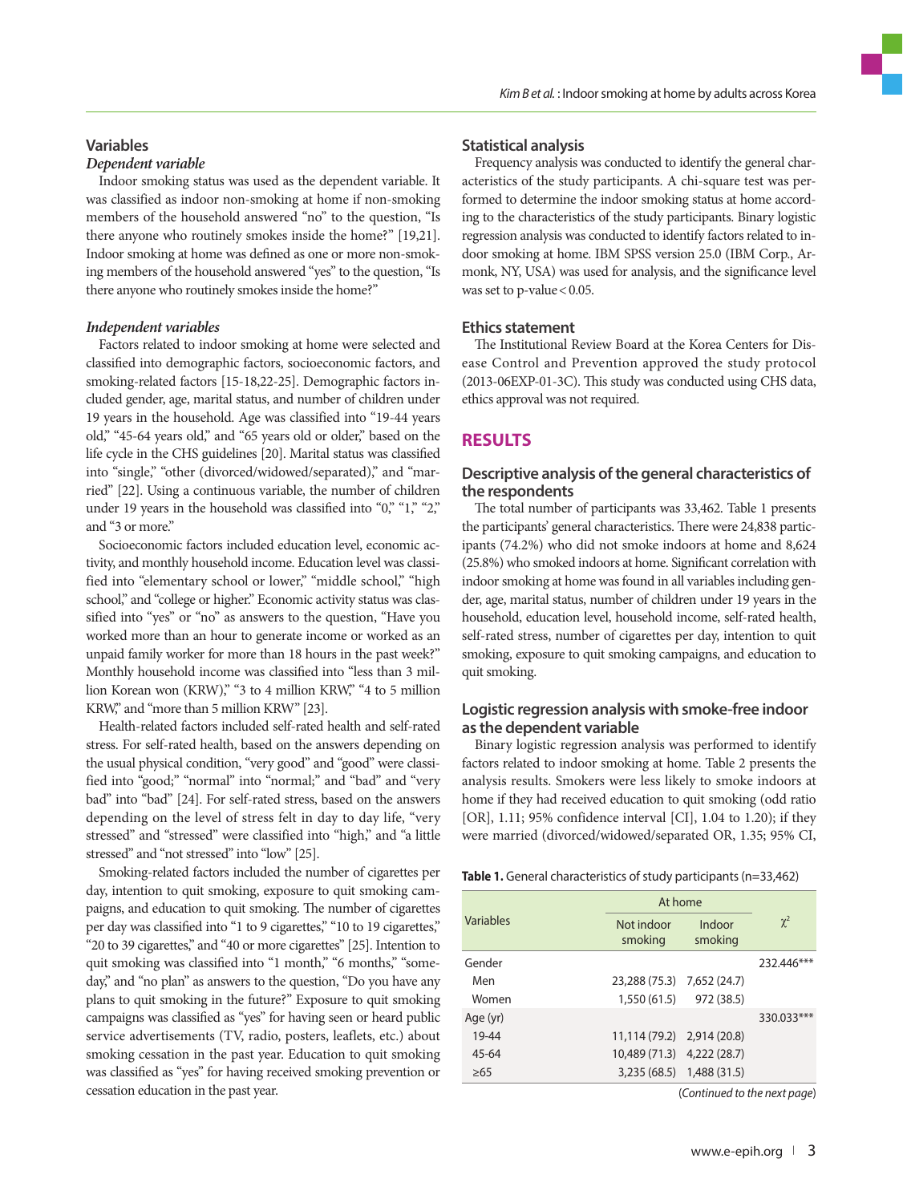### Variables

#### *Dependent variable*

Indoor smoking status was used as the dependent variable. It was classified as indoor non-smoking at home if non-smoking members of the household answered "no" to the question, "Is there anyone who routinely smokes inside the home?" [19,21]. Indoor smoking at home was defined as one or more non-smoking members of the household answered "yes" to the question, "Is there anyone who routinely smokes inside the home?"

#### *Independent variables*

Factors related to indoor smoking at home were selected and classified into demographic factors, socioeconomic factors, and smoking-related factors [15-18,22-25]. Demographic factors included gender, age, marital status, and number of children under 19 years in the household. Age was classified into "19-44 years old," "45-64 years old," and "65 years old or older," based on the life cycle in the CHS guidelines [20]. Marital status was classified into "single," "other (divorced/widowed/separated)," and "married" [22]. Using a continuous variable, the number of children under 19 years in the household was classified into "0," "1," "2," and "3 or more."

Socioeconomic factors included education level, economic activity, and monthly household income. Education level was classified into "elementary school or lower," "middle school," "high school," and "college or higher." Economic activity status was classified into "yes" or "no" as answers to the question, "Have you worked more than an hour to generate income or worked as an unpaid family worker for more than 18 hours in the past week?" Monthly household income was classified into "less than 3 million Korean won (KRW)," "3 to 4 million KRW," "4 to 5 million KRW," and "more than 5 million KRW" [23].

Health-related factors included self-rated health and self-rated stress. For self-rated health, based on the answers depending on the usual physical condition, "very good" and "good" were classified into "good;" "normal" into "normal;" and "bad" and "very bad" into "bad" [24]. For self-rated stress, based on the answers depending on the level of stress felt in day to day life, "very stressed" and "stressed" were classified into "high," and "a little stressed" and "not stressed" into "low" [25].

Smoking-related factors included the number of cigarettes per day, intention to quit smoking, exposure to quit smoking campaigns, and education to quit smoking. The number of cigarettes per day was classified into "1 to 9 cigarettes," "10 to 19 cigarettes," "20 to 39 cigarettes," and "40 or more cigarettes" [25]. Intention to quit smoking was classified into "1 month," "6 months," "someday," and "no plan" as answers to the question, "Do you have any plans to quit smoking in the future?" Exposure to quit smoking campaigns was classified as "yes" for having seen or heard public service advertisements (TV, radio, posters, leaflets, etc.) about smoking cessation in the past year. Education to quit smoking was classified as "yes" for having received smoking prevention or cessation education in the past year.

### Statistical analysis

Frequency analysis was conducted to identify the general characteristics of the study participants. A chi-square test was performed to determine the indoor smoking status at home according to the characteristics of the study participants. Binary logistic regression analysis was conducted to identify factors related to indoor smoking at home. IBM SPSS version 25.0 (IBM Corp., Armonk, NY, USA) was used for analysis, and the significance level was set to p-value < 0.05.

### Ethics statement

The Institutional Review Board at the Korea Centers for Disease Control and Prevention approved the study protocol (2013-06EXP-01-3C). This study was conducted using CHS data, ethics approval was not required.

## RESULTS

### Descriptive analysis of the general characteristics of the respondents

The total number of participants was 33,462. Table 1 presents the participants' general characteristics. There were 24,838 participants (74.2%) who did not smoke indoors at home and 8,624 (25.8%) who smoked indoors at home. Significant correlation with indoor smoking at home was found in all variables including gender, age, marital status, number of children under 19 years in the household, education level, household income, self-rated health, self-rated stress, number of cigarettes per day, intention to quit smoking, exposure to quit smoking campaigns, and education to quit smoking.

### Logistic regression analysis with smoke-free indoor as the dependent variable

Binary logistic regression analysis was performed to identify factors related to indoor smoking at home. Table 2 presents the analysis results. Smokers were less likely to smoke indoors at home if they had received education to quit smoking (odd ratio [OR], 1.11; 95% confidence interval [CI], 1.04 to 1.20); if they were married (divorced/widowed/separated OR, 1.35; 95% CI,

**Table 1.** General characteristics of study participants (n=33,462)

| Variables | At home | | $\chi^2$ |
|---|---|---|---|
| | Not indoor smoking | Indoor smoking | |
| Gender | | | 232.446*** |
| Men | 23,288 (75.3) | 7,652 (24.7) | |
| Women | 1,550 (61.5) | 972 (38.5) | |
| Age (yr) | | | 330.033*** |
| 19-44 | 11,114 (79.2) | 2,914 (20.8) | |
| 45-64 | 10,489 (71.3) | 4,222 (28.7) | |
| ≥65 | 3,235 (68.5) | 1,488 (31.5) | |

(*Continued to the next page*)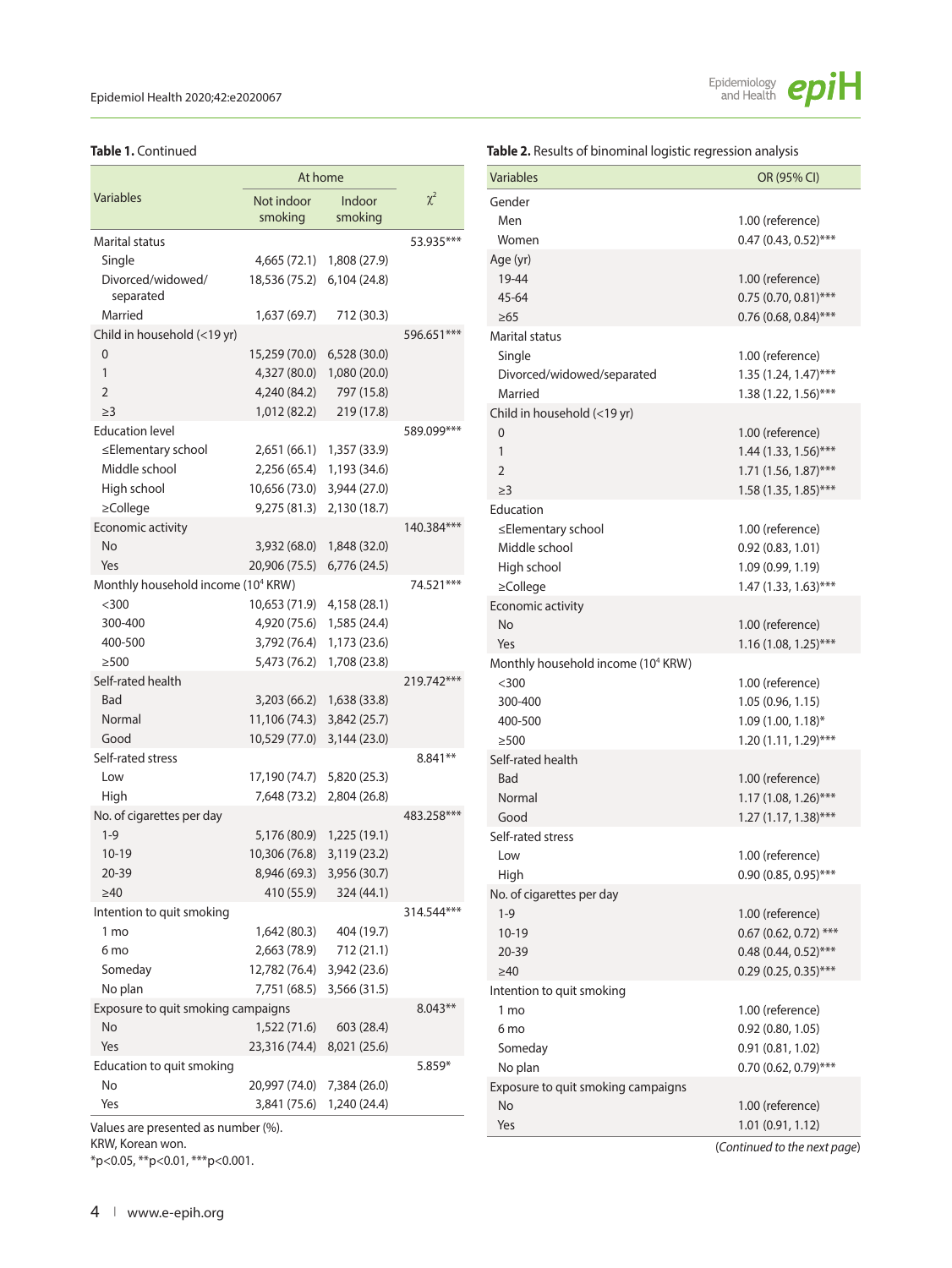**Table 1.** Continued

| Variables | At home | | $\chi^2$ |
|---|---|---|---|
| | Not indoor smoking | Indoor smoking | |
| Marital status | | | 53.935*** |
| Single | 4,665 (72.1) | 1,808 (27.9) | |
| Divorced/widowed/separated | 18,536 (75.2) | 6,104 (24.8) | |
| Married | 1,637 (69.7) | 712 (30.3) | |
| Child in household (<19 yr) | | | 596.651*** |
| 0 | 15,259 (70.0) | 6,528 (30.0) | |
| 1 | 4,327 (80.0) | 1,080 (20.0) | |
| 2 | 4,240 (84.2) | 797 (15.8) | |
| ≥3 | 1,012 (82.2) | 219 (17.8) | |
| Education level | | | 589.099*** |
| ≤Elementary school | 2,651 (66.1) | 1,357 (33.9) | |
| Middle school | 2,256 (65.4) | 1,193 (34.6) | |
| High school | 10,656 (73.0) | 3,944 (27.0) | |
| ≥College | 9,275 (81.3) | 2,130 (18.7) | |
| Economic activity | | | 140.384*** |
| No | 3,932 (68.0) | 1,848 (32.0) | |
| Yes | 20,906 (75.5) | 6,776 (24.5) | |
| Monthly household income ($10^4$ KRW) | | | 74.521*** |
| <300 | 10,653 (71.9) | 4,158 (28.1) | |
| 300-400 | 4,920 (75.6) | 1,585 (24.4) | |
| 400-500 | 3,792 (76.4) | 1,173 (23.6) | |
| ≥500 | 5,473 (76.2) | 1,708 (23.8) | |
| Self-rated health | | | 219.742*** |
| Bad | 3,203 (66.2) | 1,638 (33.8) | |
| Normal | 11,106 (74.3) | 3,842 (25.7) | |
| Good | 10,529 (77.0) | 3,144 (23.0) | |
| Self-rated stress | | | 8.841** |
| Low | 17,190 (74.7) | 5,820 (25.3) | |
| High | 7,648 (73.2) | 2,804 (26.8) | |
| No. of cigarettes per day | | | 483.258*** |
| 1-9 | 5,176 (80.9) | 1,225 (19.1) | |
| 10-19 | 10,306 (76.8) | 3,119 (23.2) | |
| 20-39 | 8,946 (69.3) | 3,956 (30.7) | |
| ≥40 | 410 (55.9) | 324 (44.1) | |
| Intention to quit smoking | | | 314.544*** |
| 1 mo | 1,642 (80.3) | 404 (19.7) | |
| 6 mo | 2,663 (78.9) | 712 (21.1) | |
| Someday | 12,782 (76.4) | 3,942 (23.6) | |
| No plan | 7,751 (68.5) | 3,566 (31.5) | |
| Exposure to quit smoking campaigns | | | 8.043** |
| No | 1,522 (71.6) | 603 (28.4) | |
| Yes | 23,316 (74.4) | 8,021 (25.6) | |
| Education to quit smoking | | | 5.859* |
| No | 20,997 (74.0) | 7,384 (26.0) | |
| Yes | 3,841 (75.6) | 1,240 (24.4) | |

Values are presented as number (%).
KRW, Korean won.
*p<0.05, **p<0.01, ***p<0.001.

**Table 2.** Results of binominal logistic regression analysis

| Variables | OR (95% CI) |
|---|---|
| Gender | |
| Men | 1.00 (reference) |
| Women | 0.47 (0.43, 0.52)*** |
| Age (yr) | |
| 19-44 | 1.00 (reference) |
| 45-64 | 0.75 (0.70, 0.81)*** |
| ≥65 | 0.76 (0.68, 0.84)*** |
| Marital status | |
| Single | 1.00 (reference) |
| Divorced/widowed/separated | 1.35 (1.24, 1.47)*** |
| Married | 1.38 (1.22, 1.56)*** |
| Child in household (<19 yr) | |
| 0 | 1.00 (reference) |
| 1 | 1.44 (1.33, 1.56)*** |
| 2 | 1.71 (1.56, 1.87)*** |
| ≥3 | 1.58 (1.35, 1.85)*** |
| Education | |
| ≤Elementary school | 1.00 (reference) |
| Middle school | 0.92 (0.83, 1.01) |
| High school | 1.09 (0.99, 1.19) |
| ≥College | 1.47 (1.33, 1.63)*** |
| Economic activity | |
| No | 1.00 (reference) |
| Yes | 1.16 (1.08, 1.25)*** |
| Monthly household income ($10^4$ KRW) | |
| <300 | 1.00 (reference) |
| 300-400 | 1.05 (0.96, 1.15) |
| 400-500 | 1.09 (1.00, 1.18)* |
| ≥500 | 1.20 (1.11, 1.29)*** |
| Self-rated health | |
| Bad | 1.00 (reference) |
| Normal | 1.17 (1.08, 1.26)*** |
| Good | 1.27 (1.17, 1.38)*** |
| Self-rated stress | |
| Low | 1.00 (reference) |
| High | 0.90 (0.85, 0.95)*** |
| No. of cigarettes per day | |
| 1-9 | 1.00 (reference) |
| 10-19 | 0.67 (0.62, 0.72) *** |
| 20-39 | 0.48 (0.44, 0.52)*** |
| ≥40 | 0.29 (0.25, 0.35)*** |
| Intention to quit smoking | |
| 1 mo | 1.00 (reference) |
| 6 mo | 0.92 (0.80, 1.05) |
| Someday | 0.91 (0.81, 1.02) |
| No plan | 0.70 (0.62, 0.79)*** |
| Exposure to quit smoking campaigns | |
| No | 1.00 (reference) |
| Yes | 1.01 (0.91, 1.12) |

(*Continued to the next page*)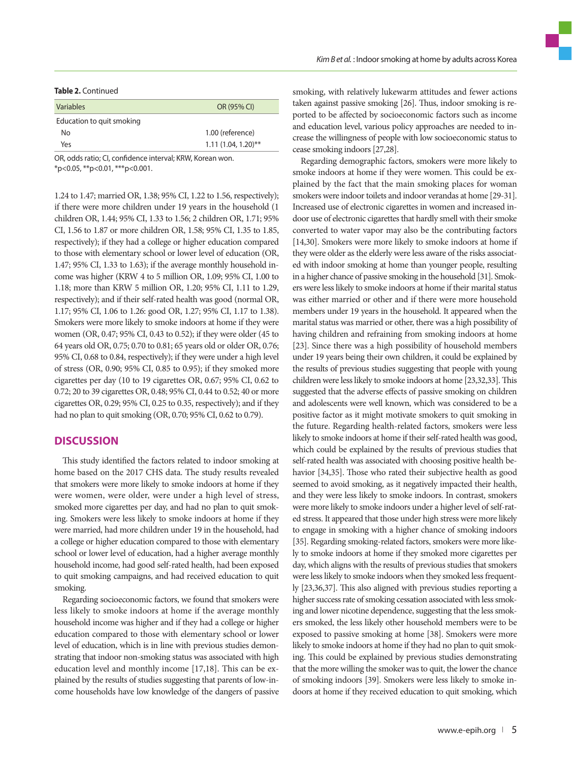**Table 2.** Continued

| Variables | OR (95% CI) |
|---|---|
| Education to quit smoking | |
| No | 1.00 (reference) |
| Yes | 1.11 (1.04, 1.20)** |

OR, odds ratio; CI, confidence interval; KRW, Korean won.
*p<0.05, **p<0.01, ***p<0.001.

1.24 to 1.47; married OR, 1.38; 95% CI, 1.22 to 1.56, respectively); if there were more children under 19 years in the household (1 children OR, 1.44; 95% CI, 1.33 to 1.56; 2 children OR, 1.71; 95% CI, 1.56 to 1.87 or more children OR, 1.58; 95% CI, 1.35 to 1.85, respectively); if they had a college or higher education compared to those with elementary school or lower level of education (OR, 1.47; 95% CI, 1.33 to 1.63); if the average monthly household income was higher (KRW 4 to 5 million OR, 1.09; 95% CI, 1.00 to 1.18; more than KRW 5 million OR, 1.20; 95% CI, 1.11 to 1.29, respectively); and if their self-rated health was good (normal OR, 1.17; 95% CI, 1.06 to 1.26: good OR, 1.27; 95% CI, 1.17 to 1.38). Smokers were more likely to smoke indoors at home if they were women (OR, 0.47; 95% CI, 0.43 to 0.52); if they were older (45 to 64 years old OR, 0.75; 0.70 to 0.81; 65 years old or older OR, 0.76; 95% CI, 0.68 to 0.84, respectively); if they were under a high level of stress (OR, 0.90; 95% CI, 0.85 to 0.95); if they smoked more cigarettes per day (10 to 19 cigarettes OR, 0.67; 95% CI, 0.62 to 0.72; 20 to 39 cigarettes OR, 0.48; 95% CI, 0.44 to 0.52; 40 or more cigarettes OR, 0.29; 95% CI, 0.25 to 0.35, respectively); and if they had no plan to quit smoking (OR, 0.70; 95% CI, 0.62 to 0.79).

## DISCUSSION

This study identified the factors related to indoor smoking at home based on the 2017 CHS data. The study results revealed that smokers were more likely to smoke indoors at home if they were women, were older, were under a high level of stress, smoked more cigarettes per day, and had no plan to quit smoking. Smokers were less likely to smoke indoors at home if they were married, had more children under 19 in the household, had a college or higher education compared to those with elementary school or lower level of education, had a higher average monthly household income, had good self-rated health, had been exposed to quit smoking campaigns, and had received education to quit smoking.

Regarding socioeconomic factors, we found that smokers were less likely to smoke indoors at home if the average monthly household income was higher and if they had a college or higher education compared to those with elementary school or lower level of education, which is in line with previous studies demonstrating that indoor non-smoking status was associated with high education level and monthly income [17,18]. This can be explained by the results of studies suggesting that parents of low-income households have low knowledge of the dangers of passive smoking, with relatively lukewarm attitudes and fewer actions taken against passive smoking [26]. Thus, indoor smoking is reported to be affected by socioeconomic factors such as income and education level, various policy approaches are needed to increase the willingness of people with low socioeconomic status to cease smoking indoors [27,28].

Regarding demographic factors, smokers were more likely to smoke indoors at home if they were women. This could be explained by the fact that the main smoking places for woman smokers were indoor toilets and indoor verandas at home [29-31]. Increased use of electronic cigarettes in women and increased indoor use of electronic cigarettes that hardly smell with their smoke converted to water vapor may also be the contributing factors [14,30]. Smokers were more likely to smoke indoors at home if they were older as the elderly were less aware of the risks associated with indoor smoking at home than younger people, resulting in a higher chance of passive smoking in the household [31]. Smokers were less likely to smoke indoors at home if their marital status was either married or other and if there were more household members under 19 years in the household. It appeared when the marital status was married or other, there was a high possibility of having children and refraining from smoking indoors at home [23]. Since there was a high possibility of household members under 19 years being their own children, it could be explained by the results of previous studies suggesting that people with young children were less likely to smoke indoors at home [23,32,33]. This suggested that the adverse effects of passive smoking on children and adolescents were well known, which was considered to be a positive factor as it might motivate smokers to quit smoking in the future. Regarding health-related factors, smokers were less likely to smoke indoors at home if their self-rated health was good, which could be explained by the results of previous studies that self-rated health was associated with choosing positive health behavior [34,35]. Those who rated their subjective health as good seemed to avoid smoking, as it negatively impacted their health, and they were less likely to smoke indoors. In contrast, smokers were more likely to smoke indoors under a higher level of self-rated stress. It appeared that those under high stress were more likely to engage in smoking with a higher chance of smoking indoors [35]. Regarding smoking-related factors, smokers were more likely to smoke indoors at home if they smoked more cigarettes per day, which aligns with the results of previous studies that smokers were less likely to smoke indoors when they smoked less frequently [23,36,37]. This also aligned with previous studies reporting a higher success rate of smoking cessation associated with less smoking and lower nicotine dependence, suggesting that the less smokers smoked, the less likely other household members were to be exposed to passive smoking at home [38]. Smokers were more likely to smoke indoors at home if they had no plan to quit smoking. This could be explained by previous studies demonstrating that the more willing the smoker was to quit, the lower the chance of smoking indoors [39]. Smokers were less likely to smoke indoors at home if they received education to quit smoking, which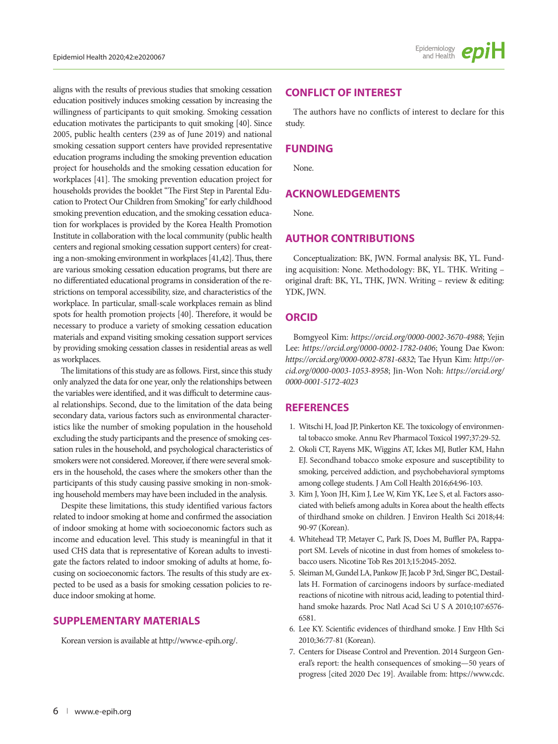aligns with the results of previous studies that smoking cessation education positively induces smoking cessation by increasing the willingness of participants to quit smoking. Smoking cessation education motivates the participants to quit smoking [40]. Since 2005, public health centers (239 as of June 2019) and national smoking cessation support centers have provided representative education programs including the smoking prevention education project for households and the smoking cessation education for workplaces [41]. The smoking prevention education project for households provides the booklet "The First Step in Parental Education to Protect Our Children from Smoking" for early childhood smoking prevention education, and the smoking cessation education for workplaces is provided by the Korea Health Promotion Institute in collaboration with the local community (public health centers and regional smoking cessation support centers) for creating a non-smoking environment in workplaces [41,42]. Thus, there are various smoking cessation education programs, but there are no differentiated educational programs in consideration of the restrictions on temporal accessibility, size, and characteristics of the workplace. In particular, small-scale workplaces remain as blind spots for health promotion projects [40]. Therefore, it would be necessary to produce a variety of smoking cessation education materials and expand visiting smoking cessation support services by providing smoking cessation classes in residential areas as well as workplaces.

The limitations of this study are as follows. First, since this study only analyzed the data for one year, only the relationships between the variables were identified, and it was difficult to determine causal relationships. Second, due to the limitation of the data being secondary data, various factors such as environmental characteristics like the number of smoking population in the household excluding the study participants and the presence of smoking cessation rules in the household, and psychological characteristics of smokers were not considered. Moreover, if there were several smokers in the household, the cases where the smokers other than the participants of this study causing passive smoking in non-smoking household members may have been included in the analysis.

Despite these limitations, this study identified various factors related to indoor smoking at home and confirmed the association of indoor smoking at home with socioeconomic factors such as income and education level. This study is meaningful in that it used CHS data that is representative of Korean adults to investigate the factors related to indoor smoking of adults at home, focusing on socioeconomic factors. The results of this study are expected to be used as a basis for smoking cessation policies to reduce indoor smoking at home.

## SUPPLEMENTARY MATERIALS

Korean version is available at http://www.e-epih.org/.

## CONFLICT OF INTEREST

The authors have no conflicts of interest to declare for this study.

## FUNDING

None.

## ACKNOWLEDGEMENTS

None.

## AUTHOR CONTRIBUTIONS

Conceptualization: BK, JWN. Formal analysis: BK, YL. Funding acquisition: None. Methodology: BK, YL. THK. Writing – original draft: BK, YL, THK, JWN. Writing – review & editing: YDK, JWN.

## ORCID

Bomgyeol Kim: *https://orcid.org/0000-0002-3670-4988*; Yejin Lee: *https://orcid.org/0000-0002-1782-0406*; Young Dae Kwon: *https://orcid.org/0000-0002-8781-6832*; Tae Hyun Kim: *http://orcid.org/0000-0003-1053-8958*; Jin-Won Noh: *https://orcid.org/0000-0001-5172-4023*

## REFERENCES

1. Witschi H, Joad JP, Pinkerton KE. The toxicology of environmental tobacco smoke. Annu Rev Pharmacol Toxicol 1997;37:29-52.
2. Okoli CT, Rayens MK, Wiggins AT, Ickes MJ, Butler KM, Hahn EJ. Secondhand tobacco smoke exposure and susceptibility to smoking, perceived addiction, and psychobehavioral symptoms among college students. J Am Coll Health 2016;64:96-103.
3. Kim J, Yoon JH, Kim J, Lee W, Kim YK, Lee S, et al. Factors associated with beliefs among adults in Korea about the health effects of thirdhand smoke on children. J Environ Health Sci 2018;44:90-97 (Korean).
4. Whitehead TP, Metayer C, Park JS, Does M, Buffler PA, Rappaport SM. Levels of nicotine in dust from homes of smokeless tobacco users. Nicotine Tob Res 2013;15:2045-2052.
5. Sleiman M, Gundel LA, Pankow JF, Jacob P 3rd, Singer BC, Destaillats H. Formation of carcinogens indoors by surface-mediated reactions of nicotine with nitrous acid, leading to potential thirdhand smoke hazards. Proc Natl Acad Sci U S A 2010;107:6576-6581.
6. Lee KY. Scientific evidences of thirdhand smoke. J Env Hlth Sci 2010;36:77-81 (Korean).
7. Centers for Disease Control and Prevention. 2014 Surgeon General's report: the health consequences of smoking—50 years of progress [cited 2020 Dec 19]. Available from: https://www.cdc.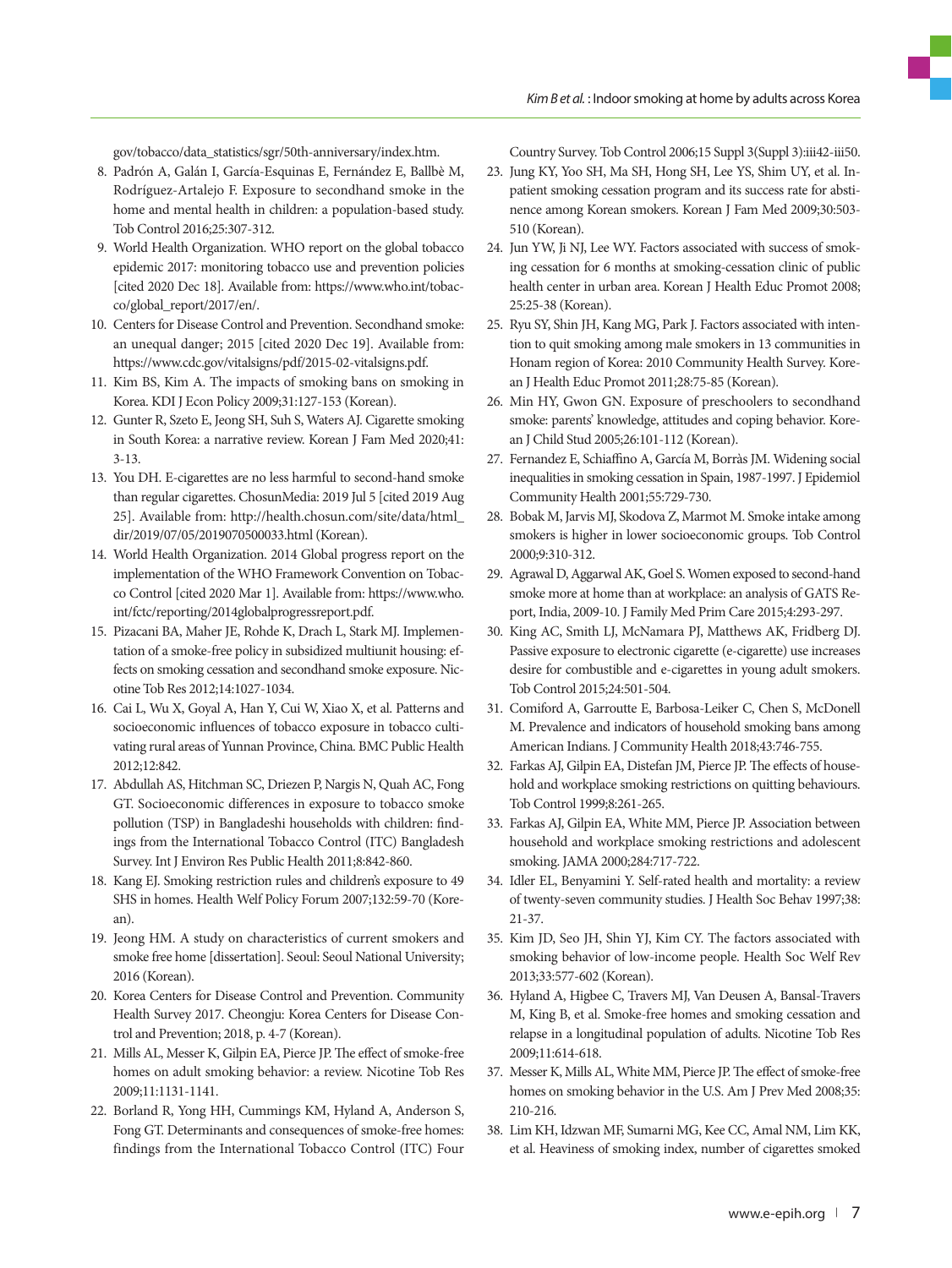gov/tobacco/data_statistics/sgr/50th-anniversary/index.htm.

8. Padrón A, Galán I, García-Esquinas E, Fernández E, Ballbè M, Rodríguez-Artalejo F. Exposure to secondhand smoke in the home and mental health in children: a population-based study. Tob Control 2016;25:307-312.
9. World Health Organization. WHO report on the global tobacco epidemic 2017: monitoring tobacco use and prevention policies [cited 2020 Dec 18]. Available from: https://www.who.int/tobacco/global_report/2017/en/.
10. Centers for Disease Control and Prevention. Secondhand smoke: an unequal danger; 2015 [cited 2020 Dec 19]. Available from: https://www.cdc.gov/vitalsigns/pdf/2015-02-vitalsigns.pdf.
11. Kim BS, Kim A. The impacts of smoking bans on smoking in Korea. KDI J Econ Policy 2009;31:127-153 (Korean).
12. Gunter R, Szeto E, Jeong SH, Suh S, Waters AJ. Cigarette smoking in South Korea: a narrative review. Korean J Fam Med 2020;41:3-13.
13. You DH. E-cigarettes are no less harmful to second-hand smoke than regular cigarettes. ChosunMedia: 2019 Jul 5 [cited 2019 Aug 25]. Available from: http://health.chosun.com/site/data/html_dir/2019/07/05/2019070500033.html (Korean).
14. World Health Organization. 2014 Global progress report on the implementation of the WHO Framework Convention on Tobacco Control [cited 2020 Mar 1]. Available from: https://www.who.int/fctc/reporting/2014globalprogressreport.pdf.
15. Pizacani BA, Maher JE, Rohde K, Drach L, Stark MJ. Implementation of a smoke-free policy in subsidized multiunit housing: effects on smoking cessation and secondhand smoke exposure. Nicotine Tob Res 2012;14:1027-1034.
16. Cai L, Wu X, Goyal A, Han Y, Cui W, Xiao X, et al. Patterns and socioeconomic influences of tobacco exposure in tobacco cultivating rural areas of Yunnan Province, China. BMC Public Health 2012;12:842.
17. Abdullah AS, Hitchman SC, Driezen P, Nargis N, Quah AC, Fong GT. Socioeconomic differences in exposure to tobacco smoke pollution (TSP) in Bangladeshi households with children: findings from the International Tobacco Control (ITC) Bangladesh Survey. Int J Environ Res Public Health 2011;8:842-860.
18. Kang EJ. Smoking restriction rules and children's exposure to 49 SHS in homes. Health Welf Policy Forum 2007;132:59-70 (Korean).
19. Jeong HM. A study on characteristics of current smokers and smoke free home [dissertation]. Seoul: Seoul National University; 2016 (Korean).
20. Korea Centers for Disease Control and Prevention. Community Health Survey 2017. Cheongju: Korea Centers for Disease Control and Prevention; 2018, p. 4-7 (Korean).
21. Mills AL, Messer K, Gilpin EA, Pierce JP. The effect of smoke-free homes on adult smoking behavior: a review. Nicotine Tob Res 2009;11:1131-1141.
22. Borland R, Yong HH, Cummings KM, Hyland A, Anderson S, Fong GT. Determinants and consequences of smoke-free homes: findings from the International Tobacco Control (ITC) Four Country Survey. Tob Control 2006;15 Suppl 3(Suppl 3):iii42-iii50.
23. Jung KY, Yoo SH, Ma SH, Hong SH, Lee YS, Shim UY, et al. Inpatient smoking cessation program and its success rate for abstinence among Korean smokers. Korean J Fam Med 2009;30:503-510 (Korean).
24. Jun YW, Ji NJ, Lee WY. Factors associated with success of smoking cessation for 6 months at smoking-cessation clinic of public health center in urban area. Korean J Health Educ Promot 2008;25:25-38 (Korean).
25. Ryu SY, Shin JH, Kang MG, Park J. Factors associated with intention to quit smoking among male smokers in 13 communities in Honam region of Korea: 2010 Community Health Survey. Korean J Health Educ Promot 2011;28:75-85 (Korean).
26. Min HY, Gwon GN. Exposure of preschoolers to secondhand smoke: parents' knowledge, attitudes and coping behavior. Korean J Child Stud 2005;26:101-112 (Korean).
27. Fernandez E, Schiaffino A, García M, Borràs JM. Widening social inequalities in smoking cessation in Spain, 1987-1997. J Epidemiol Community Health 2001;55:729-730.
28. Bobak M, Jarvis MJ, Skodova Z, Marmot M. Smoke intake among smokers is higher in lower socioeconomic groups. Tob Control 2000;9:310-312.
29. Agrawal D, Aggarwal AK, Goel S. Women exposed to second-hand smoke more at home than at workplace: an analysis of GATS Report, India, 2009-10. J Family Med Prim Care 2015;4:293-297.
30. King AC, Smith LJ, McNamara PJ, Matthews AK, Fridberg DJ. Passive exposure to electronic cigarette (e-cigarette) use increases desire for combustible and e-cigarettes in young adult smokers. Tob Control 2015;24:501-504.
31. Comiford A, Garroutte E, Barbosa-Leiker C, Chen S, McDonell M. Prevalence and indicators of household smoking bans among American Indians. J Community Health 2018;43:746-755.
32. Farkas AJ, Gilpin EA, Distefan JM, Pierce JP. The effects of household and workplace smoking restrictions on quitting behaviours. Tob Control 1999;8:261-265.
33. Farkas AJ, Gilpin EA, White MM, Pierce JP. Association between household and workplace smoking restrictions and adolescent smoking. JAMA 2000;284:717-722.
34. Idler EL, Benyamini Y. Self-rated health and mortality: a review of twenty-seven community studies. J Health Soc Behav 1997;38:21-37.
35. Kim JD, Seo JH, Shin YJ, Kim CY. The factors associated with smoking behavior of low-income people. Health Soc Welf Rev 2013;33:577-602 (Korean).
36. Hyland A, Higbee C, Travers MJ, Van Deusen A, Bansal-Travers M, King B, et al. Smoke-free homes and smoking cessation and relapse in a longitudinal population of adults. Nicotine Tob Res 2009;11:614-618.
37. Messer K, Mills AL, White MM, Pierce JP. The effect of smoke-free homes on smoking behavior in the U.S. Am J Prev Med 2008;35:210-216.
38. Lim KH, Idzwan MF, Sumarni MG, Kee CC, Amal NM, Lim KK, et al. Heaviness of smoking index, number of cigarettes smoked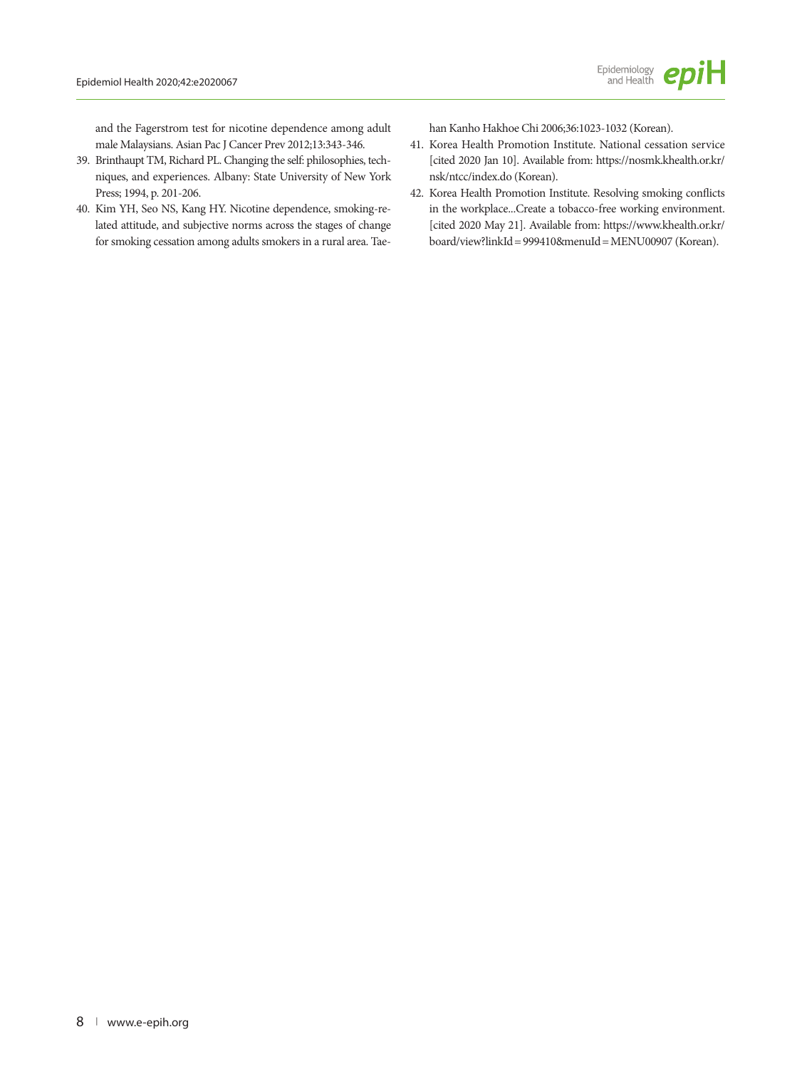and the Fagerstrom test for nicotine dependence among adult male Malaysians. Asian Pac J Cancer Prev 2012;13:343-346.

39. Brinthaupt TM, Richard PL. Changing the self: philosophies, techniques, and experiences. Albany: State University of New York Press; 1994, p. 201-206.
40. Kim YH, Seo NS, Kang HY. Nicotine dependence, smoking-related attitude, and subjective norms across the stages of change for smoking cessation among adults smokers in a rural area. Taehan Kanho Hakhoe Chi 2006;36:1023-1032 (Korean).
41. Korea Health Promotion Institute. National cessation service [cited 2020 Jan 10]. Available from: https://nosmk.khealth.or.kr/nsk/ntcc/index.do (Korean).
42. Korea Health Promotion Institute. Resolving smoking conflicts in the workplace...Create a tobacco-free working environment. [cited 2020 May 21]. Available from: https://www.khealth.or.kr/board/view?linkId=999410&menuId=MENU00907 (Korean).